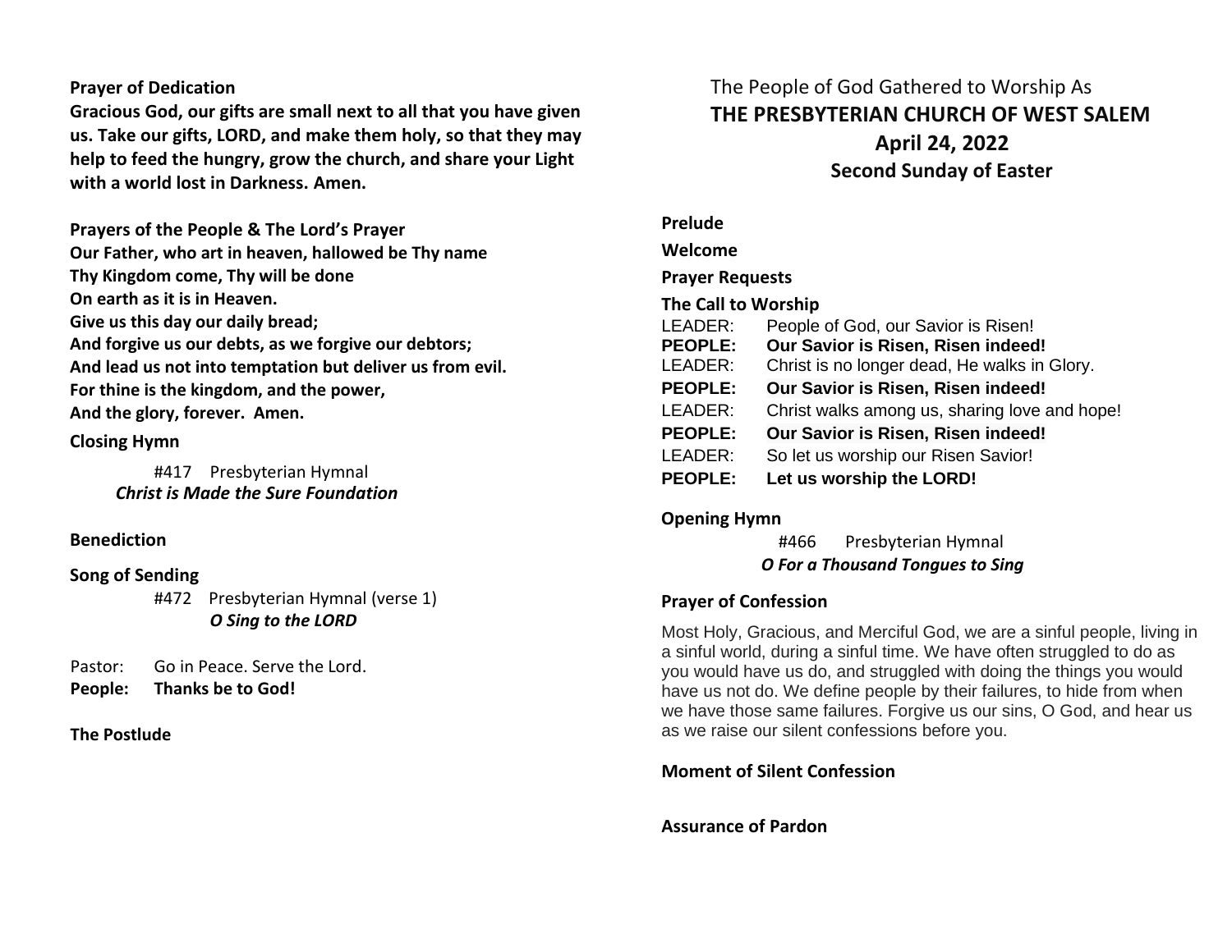The People of God Gathered to Worship As

# THE PRESBYTERIAN CHURCH OF WEST SALEM

## April 24, 2022

## Second Sunday of Easter

**Prelude**

**Welcome**

**Prayer Requests**

**The Call to Worship**

LEADER: People of God, our Savior is Risen!
**PEOPLE: Our Savior is Risen, Risen indeed!**
LEADER: Christ is no longer dead, He walks in Glory.
**PEOPLE: Our Savior is Risen, Risen indeed!**
LEADER: Christ walks among us, sharing love and hope!
**PEOPLE: Our Savior is Risen, Risen indeed!**
LEADER: So let us worship our Risen Savior!
**PEOPLE: Let us worship the LORD!**

**Opening Hymn**

#466 Presbyterian Hymnal
***O For a Thousand Tongues to Sing***

**Prayer of Confession**

Most Holy, Gracious, and Merciful God, we are a sinful people, living in a sinful world, during a sinful time. We have often struggled to do as you would have us do, and struggled with doing the things you would have us not do. We define people by their failures, to hide from when we have those same failures. Forgive us our sins, O God, and hear us as we raise our silent confessions before you.

**Moment of Silent Confession**

**Assurance of Pardon**

**Prayer of Dedication**

**Gracious God, our gifts are small next to all that you have given us. Take our gifts, LORD, and make them holy, so that they may help to feed the hungry, grow the church, and share your Light with a world lost in Darkness. Amen.**

**Prayers of the People & The Lord's Prayer**

**Our Father, who art in heaven, hallowed be Thy name**
**Thy Kingdom come, Thy will be done**
**On earth as it is in Heaven.**
**Give us this day our daily bread;**
**And forgive us our debts, as we forgive our debtors;**
**And lead us not into temptation but deliver us from evil.**
**For thine is the kingdom, and the power,**
**And the glory, forever. Amen.**

**Closing Hymn**

#417 Presbyterian Hymnal
***Christ is Made the Sure Foundation***

**Benediction**

**Song of Sending**

#472 Presbyterian Hymnal (verse 1)
***O Sing to the LORD***

Pastor: Go in Peace. Serve the Lord.
**People: Thanks be to God!**

**The Postlude**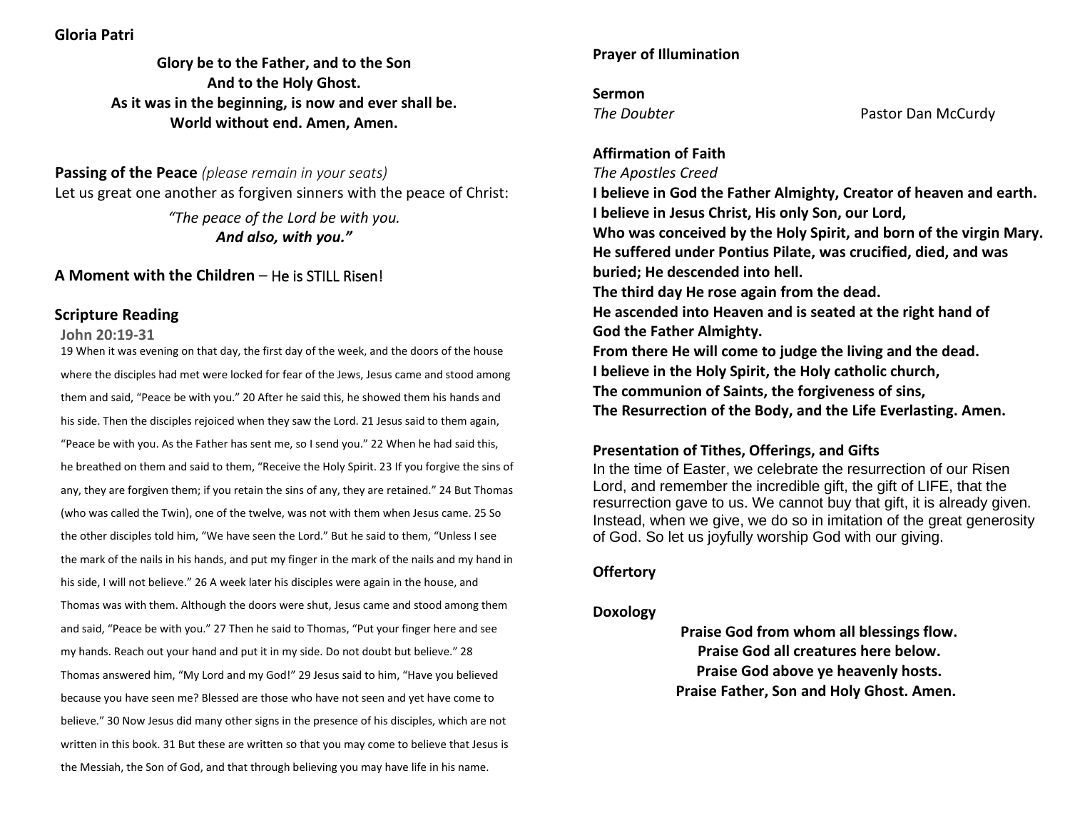**Gloria Patri**

**Glory be to the Father, and to the Son**
**And to the Holy Ghost.**
**As it was in the beginning, is now and ever shall be.**
**World without end. Amen, Amen.**

**Passing of the Peace** *(please remain in your seats)*
Let us great one another as forgiven sinners with the peace of Christ:

*"The peace of the Lord be with you.*
***And also, with you."***

**A Moment with the Children** – He is STILL Risen!

**Scripture Reading**

**John 20:19-31**

19 When it was evening on that day, the first day of the week, and the doors of the house where the disciples had met were locked for fear of the Jews, Jesus came and stood among them and said, "Peace be with you." 20 After he said this, he showed them his hands and his side. Then the disciples rejoiced when they saw the Lord. 21 Jesus said to them again, "Peace be with you. As the Father has sent me, so I send you." 22 When he had said this, he breathed on them and said to them, "Receive the Holy Spirit. 23 If you forgive the sins of any, they are forgiven them; if you retain the sins of any, they are retained." 24 But Thomas (who was called the Twin), one of the twelve, was not with them when Jesus came. 25 So the other disciples told him, "We have seen the Lord." But he said to them, "Unless I see the mark of the nails in his hands, and put my finger in the mark of the nails and my hand in his side, I will not believe." 26 A week later his disciples were again in the house, and Thomas was with them. Although the doors were shut, Jesus came and stood among them and said, "Peace be with you." 27 Then he said to Thomas, "Put your finger here and see my hands. Reach out your hand and put it in my side. Do not doubt but believe." 28 Thomas answered him, "My Lord and my God!" 29 Jesus said to him, "Have you believed because you have seen me? Blessed are those who have not seen and yet have come to believe." 30 Now Jesus did many other signs in the presence of his disciples, which are not written in this book. 31 But these are written so that you may come to believe that Jesus is the Messiah, the Son of God, and that through believing you may have life in his name.

**Prayer of Illumination**

**Sermon**
*The Doubter* Pastor Dan McCurdy

**Affirmation of Faith**
*The Apostles Creed*
**I believe in God the Father Almighty, Creator of heaven and earth.**
**I believe in Jesus Christ, His only Son, our Lord,**
**Who was conceived by the Holy Spirit, and born of the virgin Mary.**
**He suffered under Pontius Pilate, was crucified, died, and was buried; He descended into hell.**
**The third day He rose again from the dead.**
**He ascended into Heaven and is seated at the right hand of God the Father Almighty.**
**From there He will come to judge the living and the dead.**
**I believe in the Holy Spirit, the Holy catholic church,**
**The communion of Saints, the forgiveness of sins,**
**The Resurrection of the Body, and the Life Everlasting. Amen.**

**Presentation of Tithes, Offerings, and Gifts**
In the time of Easter, we celebrate the resurrection of our Risen Lord, and remember the incredible gift, the gift of LIFE, that the resurrection gave to us. We cannot buy that gift, it is already given. Instead, when we give, we do so in imitation of the great generosity of God. So let us joyfully worship God with our giving.

**Offertory**

**Doxology**

**Praise God from whom all blessings flow.**
**Praise God all creatures here below.**
**Praise God above ye heavenly hosts.**
**Praise Father, Son and Holy Ghost. Amen.**